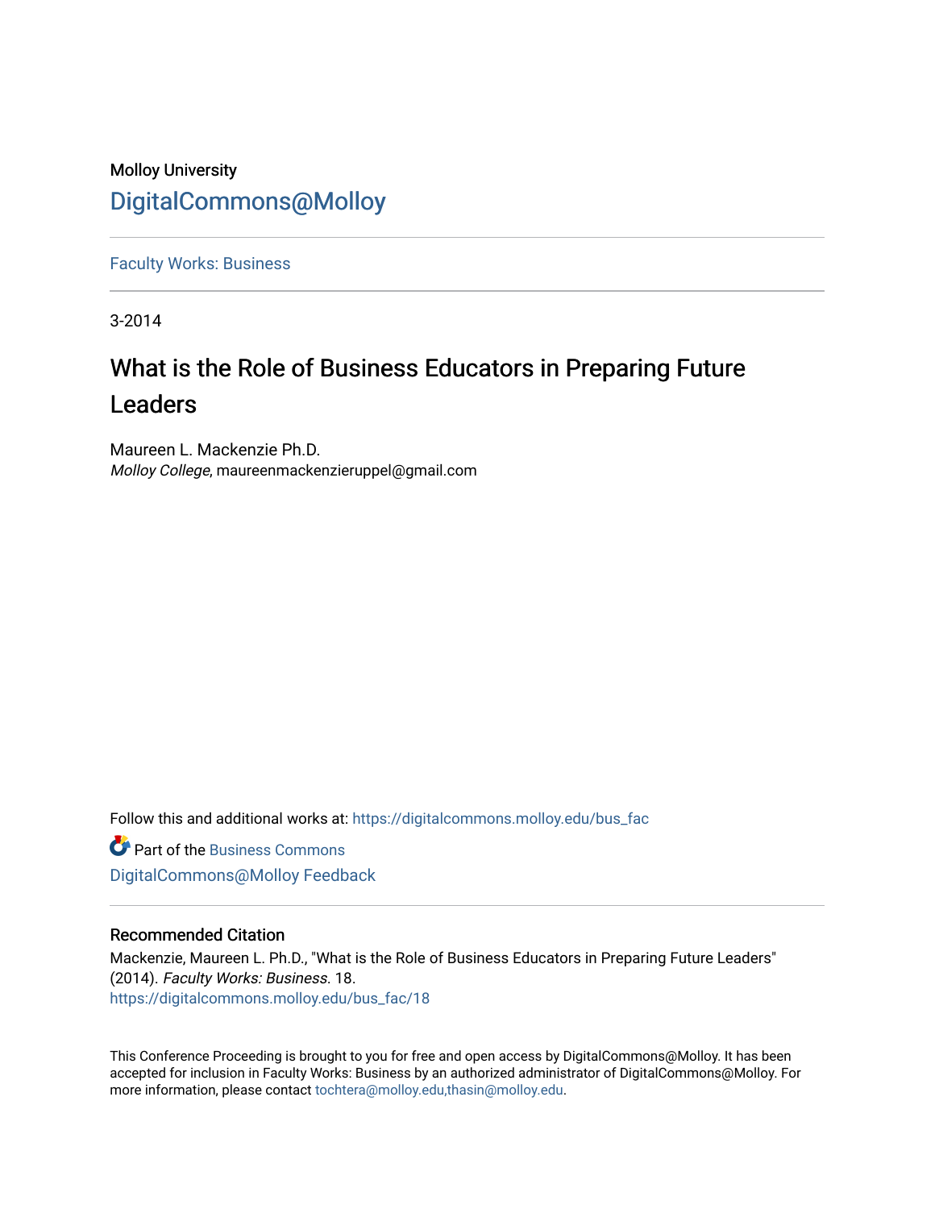Molloy University

DigitalCommons@Molloy

---

Faculty Works: Business

---

3-2014

# What is the Role of Business Educators in Preparing Future Leaders

Maureen L. Mackenzie Ph.D.
*Molloy College*, maureenmackenzieruppel@gmail.com

Follow this and additional works at: https://digitalcommons.molloy.edu/bus_fac

Part of the Business Commons

DigitalCommons@Molloy Feedback

---

## Recommended Citation

Mackenzie, Maureen L. Ph.D., "What is the Role of Business Educators in Preparing Future Leaders" (2014). *Faculty Works: Business*. 18.
https://digitalcommons.molloy.edu/bus_fac/18

---

This Conference Proceeding is brought to you for free and open access by DigitalCommons@Molloy. It has been accepted for inclusion in Faculty Works: Business by an authorized administrator of DigitalCommons@Molloy. For more information, please contact tochtera@molloy.edu,thasin@molloy.edu.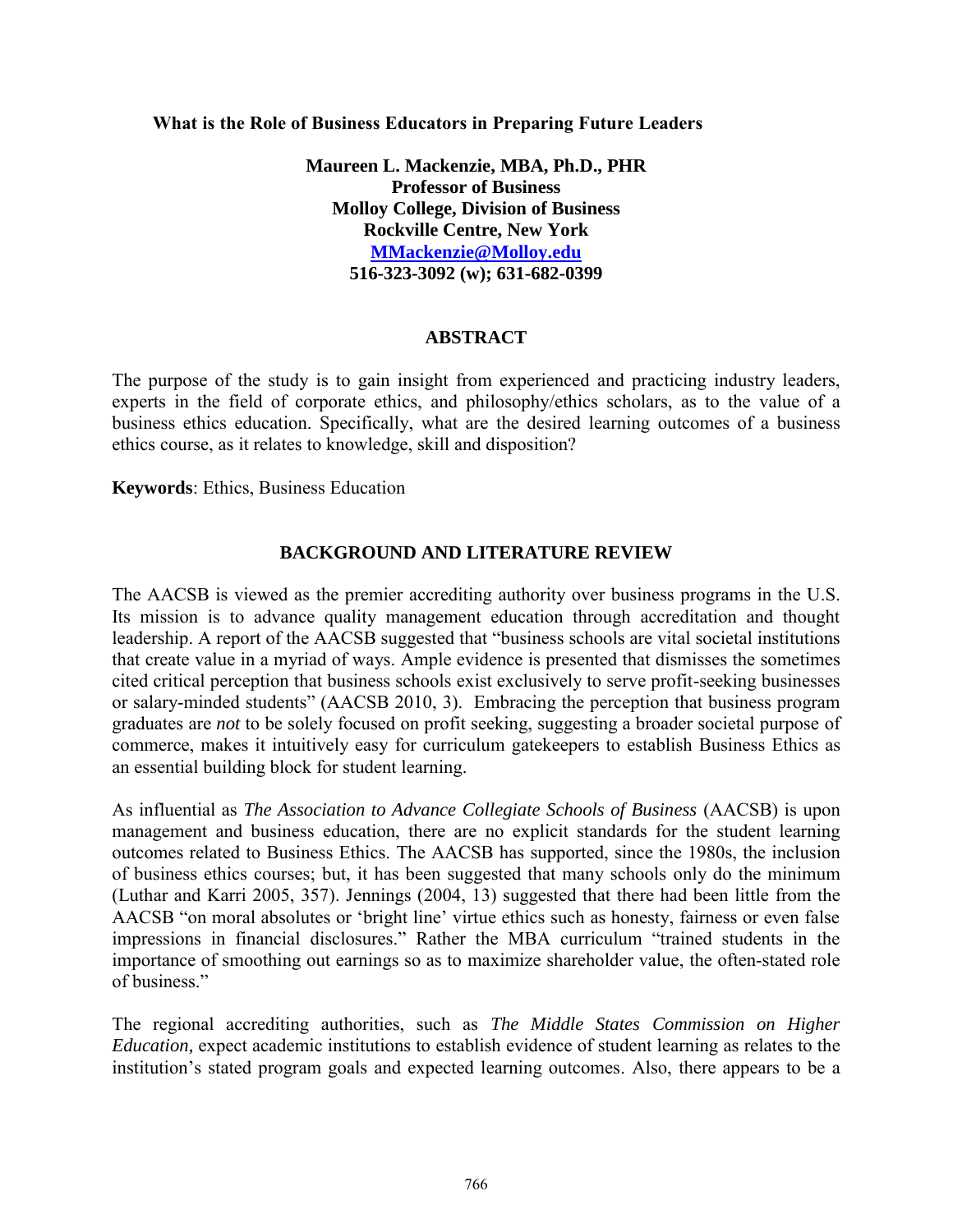**What is the Role of Business Educators in Preparing Future Leaders**

**Maureen L. Mackenzie, MBA, Ph.D., PHR**
**Professor of Business**
**Molloy College, Division of Business**
**Rockville Centre, New York**
**MMackenzie@Molloy.edu**
**516-323-3092 (w); 631-682-0399**

## ABSTRACT

The purpose of the study is to gain insight from experienced and practicing industry leaders, experts in the field of corporate ethics, and philosophy/ethics scholars, as to the value of a business ethics education. Specifically, what are the desired learning outcomes of a business ethics course, as it relates to knowledge, skill and disposition?

**Keywords**: Ethics, Business Education

## BACKGROUND AND LITERATURE REVIEW

The AACSB is viewed as the premier accrediting authority over business programs in the U.S. Its mission is to advance quality management education through accreditation and thought leadership. A report of the AACSB suggested that "business schools are vital societal institutions that create value in a myriad of ways. Ample evidence is presented that dismisses the sometimes cited critical perception that business schools exist exclusively to serve profit-seeking businesses or salary-minded students" (AACSB 2010, 3). Embracing the perception that business program graduates are *not* to be solely focused on profit seeking, suggesting a broader societal purpose of commerce, makes it intuitively easy for curriculum gatekeepers to establish Business Ethics as an essential building block for student learning.

As influential as *The Association to Advance Collegiate Schools of Business* (AACSB) is upon management and business education, there are no explicit standards for the student learning outcomes related to Business Ethics. The AACSB has supported, since the 1980s, the inclusion of business ethics courses; but, it has been suggested that many schools only do the minimum (Luthar and Karri 2005, 357). Jennings (2004, 13) suggested that there had been little from the AACSB "on moral absolutes or 'bright line' virtue ethics such as honesty, fairness or even false impressions in financial disclosures." Rather the MBA curriculum "trained students in the importance of smoothing out earnings so as to maximize shareholder value, the often-stated role of business."

The regional accrediting authorities, such as *The Middle States Commission on Higher Education,* expect academic institutions to establish evidence of student learning as relates to the institution's stated program goals and expected learning outcomes. Also, there appears to be a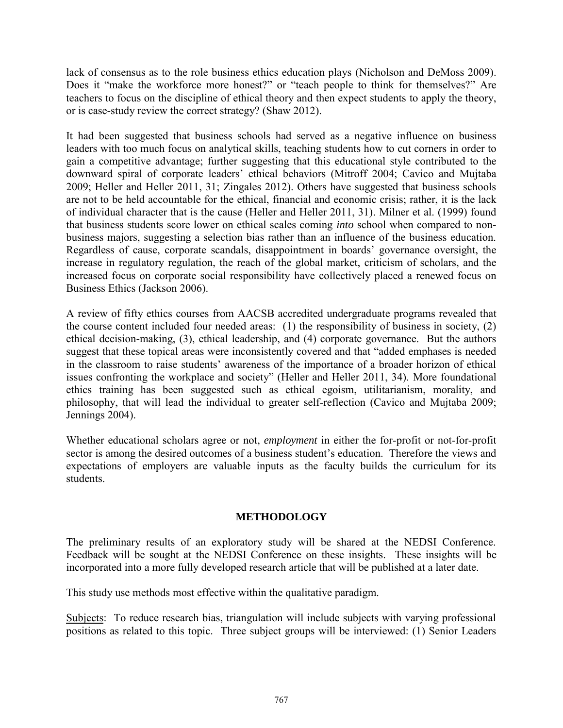lack of consensus as to the role business ethics education plays (Nicholson and DeMoss 2009). Does it "make the workforce more honest?" or "teach people to think for themselves?" Are teachers to focus on the discipline of ethical theory and then expect students to apply the theory, or is case-study review the correct strategy? (Shaw 2012).

It had been suggested that business schools had served as a negative influence on business leaders with too much focus on analytical skills, teaching students how to cut corners in order to gain a competitive advantage; further suggesting that this educational style contributed to the downward spiral of corporate leaders' ethical behaviors (Mitroff 2004; Cavico and Mujtaba 2009; Heller and Heller 2011, 31; Zingales 2012). Others have suggested that business schools are not to be held accountable for the ethical, financial and economic crisis; rather, it is the lack of individual character that is the cause (Heller and Heller 2011, 31). Milner et al. (1999) found that business students score lower on ethical scales coming *into* school when compared to non-business majors, suggesting a selection bias rather than an influence of the business education. Regardless of cause, corporate scandals, disappointment in boards' governance oversight, the increase in regulatory regulation, the reach of the global market, criticism of scholars, and the increased focus on corporate social responsibility have collectively placed a renewed focus on Business Ethics (Jackson 2006).

A review of fifty ethics courses from AACSB accredited undergraduate programs revealed that the course content included four needed areas: (1) the responsibility of business in society, (2) ethical decision-making, (3), ethical leadership, and (4) corporate governance. But the authors suggest that these topical areas were inconsistently covered and that "added emphases is needed in the classroom to raise students' awareness of the importance of a broader horizon of ethical issues confronting the workplace and society" (Heller and Heller 2011, 34). More foundational ethics training has been suggested such as ethical egoism, utilitarianism, morality, and philosophy, that will lead the individual to greater self-reflection (Cavico and Mujtaba 2009; Jennings 2004).

Whether educational scholars agree or not, *employment* in either the for-profit or not-for-profit sector is among the desired outcomes of a business student's education. Therefore the views and expectations of employers are valuable inputs as the faculty builds the curriculum for its students.

## METHODOLOGY

The preliminary results of an exploratory study will be shared at the NEDSI Conference. Feedback will be sought at the NEDSI Conference on these insights. These insights will be incorporated into a more fully developed research article that will be published at a later date.

This study use methods most effective within the qualitative paradigm.

Subjects: To reduce research bias, triangulation will include subjects with varying professional positions as related to this topic. Three subject groups will be interviewed: (1) Senior Leaders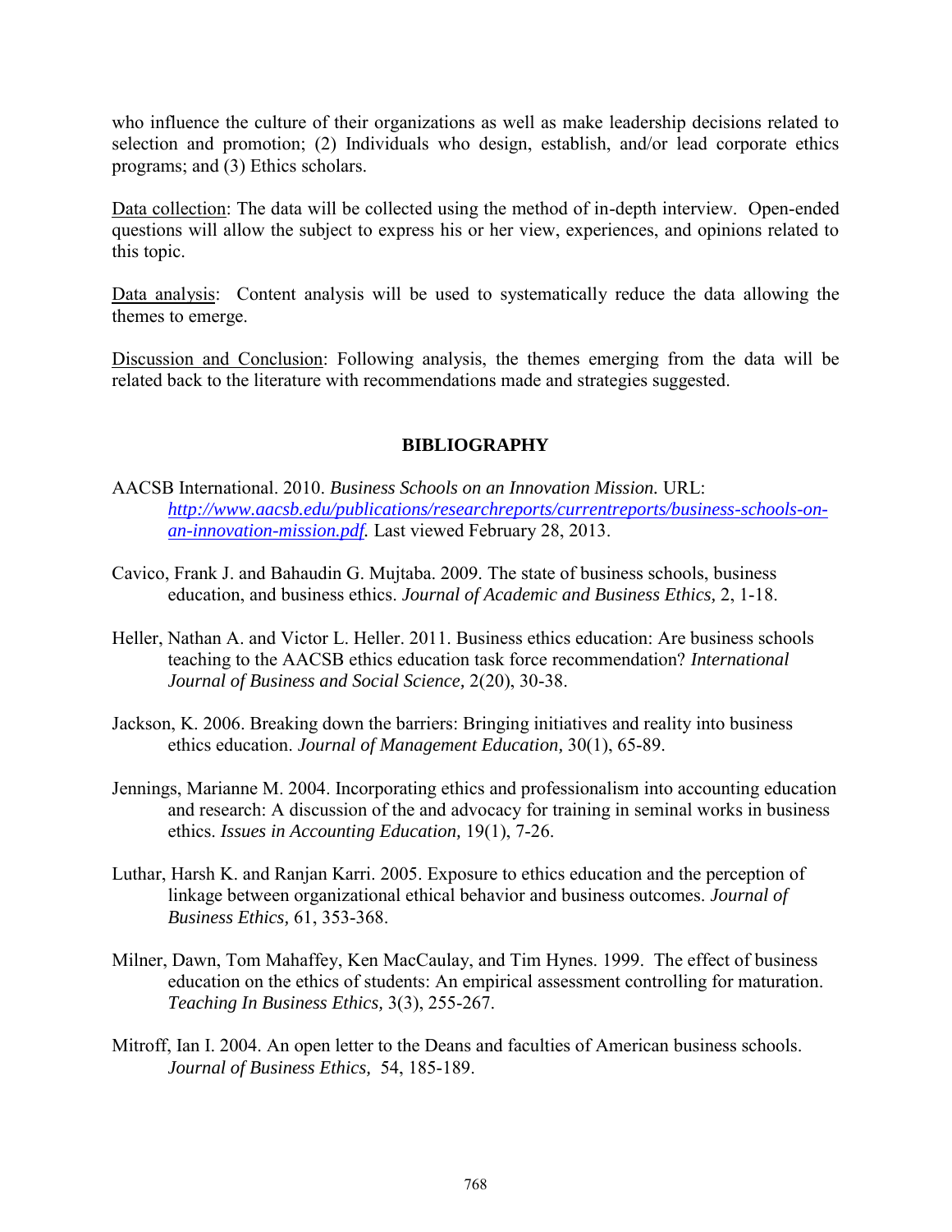who influence the culture of their organizations as well as make leadership decisions related to selection and promotion; (2) Individuals who design, establish, and/or lead corporate ethics programs; and (3) Ethics scholars.

Data collection: The data will be collected using the method of in-depth interview. Open-ended questions will allow the subject to express his or her view, experiences, and opinions related to this topic.

Data analysis: Content analysis will be used to systematically reduce the data allowing the themes to emerge.

Discussion and Conclusion: Following analysis, the themes emerging from the data will be related back to the literature with recommendations made and strategies suggested.

## BIBLIOGRAPHY

AACSB International. 2010. *Business Schools on an Innovation Mission.* URL: *http://www.aacsb.edu/publications/researchreports/currentreports/business-schools-on-an-innovation-mission.pdf.* Last viewed February 28, 2013.

Cavico, Frank J. and Bahaudin G. Mujtaba. 2009. The state of business schools, business education, and business ethics. *Journal of Academic and Business Ethics,* 2, 1-18.

Heller, Nathan A. and Victor L. Heller. 2011. Business ethics education: Are business schools teaching to the AACSB ethics education task force recommendation? *International Journal of Business and Social Science,* 2(20), 30-38.

Jackson, K. 2006. Breaking down the barriers: Bringing initiatives and reality into business ethics education. *Journal of Management Education,* 30(1), 65-89.

Jennings, Marianne M. 2004. Incorporating ethics and professionalism into accounting education and research: A discussion of the and advocacy for training in seminal works in business ethics. *Issues in Accounting Education,* 19(1), 7-26.

Luthar, Harsh K. and Ranjan Karri. 2005. Exposure to ethics education and the perception of linkage between organizational ethical behavior and business outcomes. *Journal of Business Ethics,* 61, 353-368.

Milner, Dawn, Tom Mahaffey, Ken MacCaulay, and Tim Hynes. 1999. The effect of business education on the ethics of students: An empirical assessment controlling for maturation. *Teaching In Business Ethics,* 3(3), 255-267.

Mitroff, Ian I. 2004. An open letter to the Deans and faculties of American business schools. *Journal of Business Ethics,* 54, 185-189.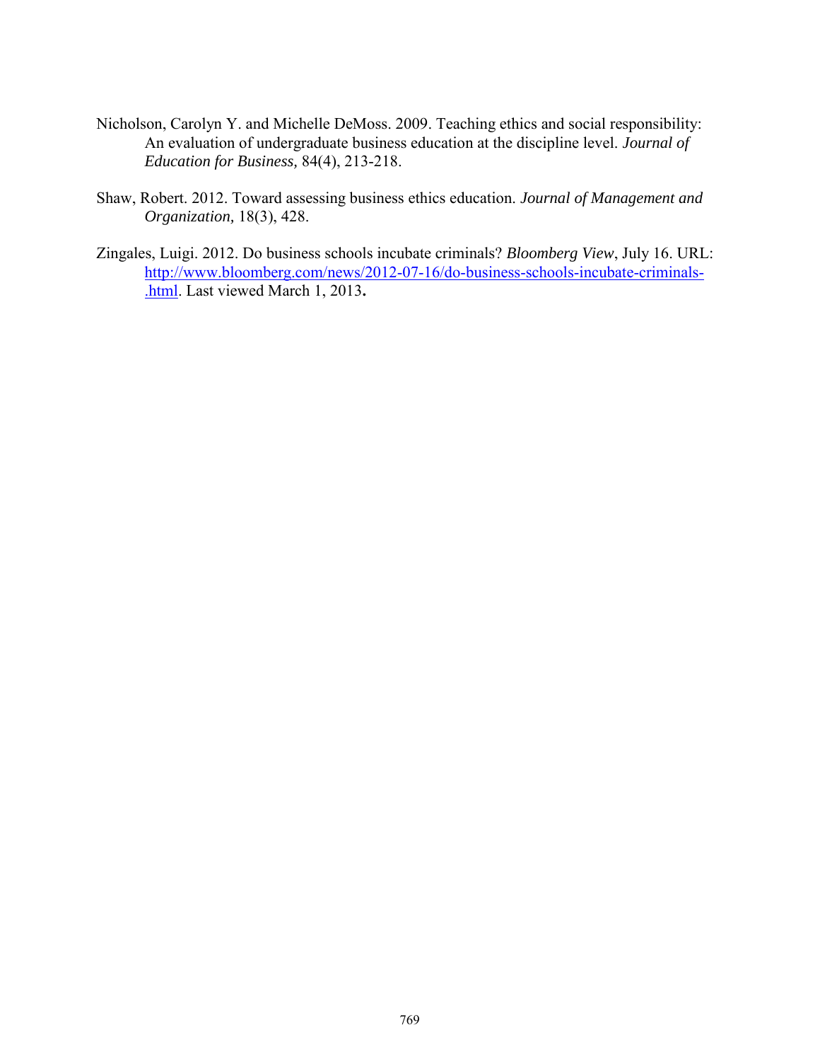Nicholson, Carolyn Y. and Michelle DeMoss. 2009. Teaching ethics and social responsibility: An evaluation of undergraduate business education at the discipline level. *Journal of Education for Business,* 84(4), 213-218.

Shaw, Robert. 2012. Toward assessing business ethics education. *Journal of Management and Organization,* 18(3), 428.

Zingales, Luigi. 2012. Do business schools incubate criminals? *Bloomberg View*, July 16. URL: [http://www.bloomberg.com/news/2012-07-16/do-business-schools-incubate-criminals-.html](http://www.bloomberg.com/news/2012-07-16/do-business-schools-incubate-criminals-.html). Last viewed March 1, 2013**.**